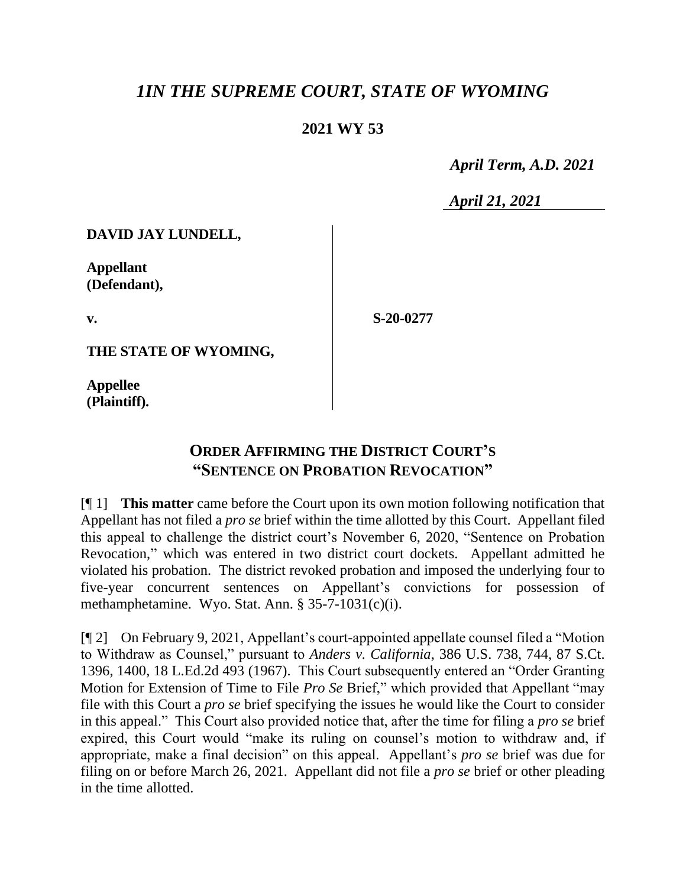# *1IN THE SUPREME COURT, STATE OF WYOMING*

## 2021 WY 53

*April Term, A.D. 2021*

*April 21, 2021*

**DAVID JAY LUNDELL,**

**Appellant (Defendant),**

**v.**

**S-20-0277**

**THE STATE OF WYOMING,**

**Appellee (Plaintiff).**

## ORDER AFFIRMING THE DISTRICT COURT'S "SENTENCE ON PROBATION REVOCATION"

[¶ 1] **This matter** came before the Court upon its own motion following notification that Appellant has not filed a *pro se* brief within the time allotted by this Court. Appellant filed this appeal to challenge the district court's November 6, 2020, "Sentence on Probation Revocation," which was entered in two district court dockets. Appellant admitted he violated his probation. The district revoked probation and imposed the underlying four to five-year concurrent sentences on Appellant's convictions for possession of methamphetamine. Wyo. Stat. Ann. § 35-7-1031(c)(i).

[¶ 2] On February 9, 2021, Appellant's court-appointed appellate counsel filed a "Motion to Withdraw as Counsel," pursuant to *Anders v. California*, 386 U.S. 738, 744, 87 S.Ct. 1396, 1400, 18 L.Ed.2d 493 (1967). This Court subsequently entered an "Order Granting Motion for Extension of Time to File *Pro Se* Brief," which provided that Appellant "may file with this Court a *pro se* brief specifying the issues he would like the Court to consider in this appeal." This Court also provided notice that, after the time for filing a *pro se* brief expired, this Court would "make its ruling on counsel's motion to withdraw and, if appropriate, make a final decision" on this appeal. Appellant's *pro se* brief was due for filing on or before March 26, 2021. Appellant did not file a *pro se* brief or other pleading in the time allotted.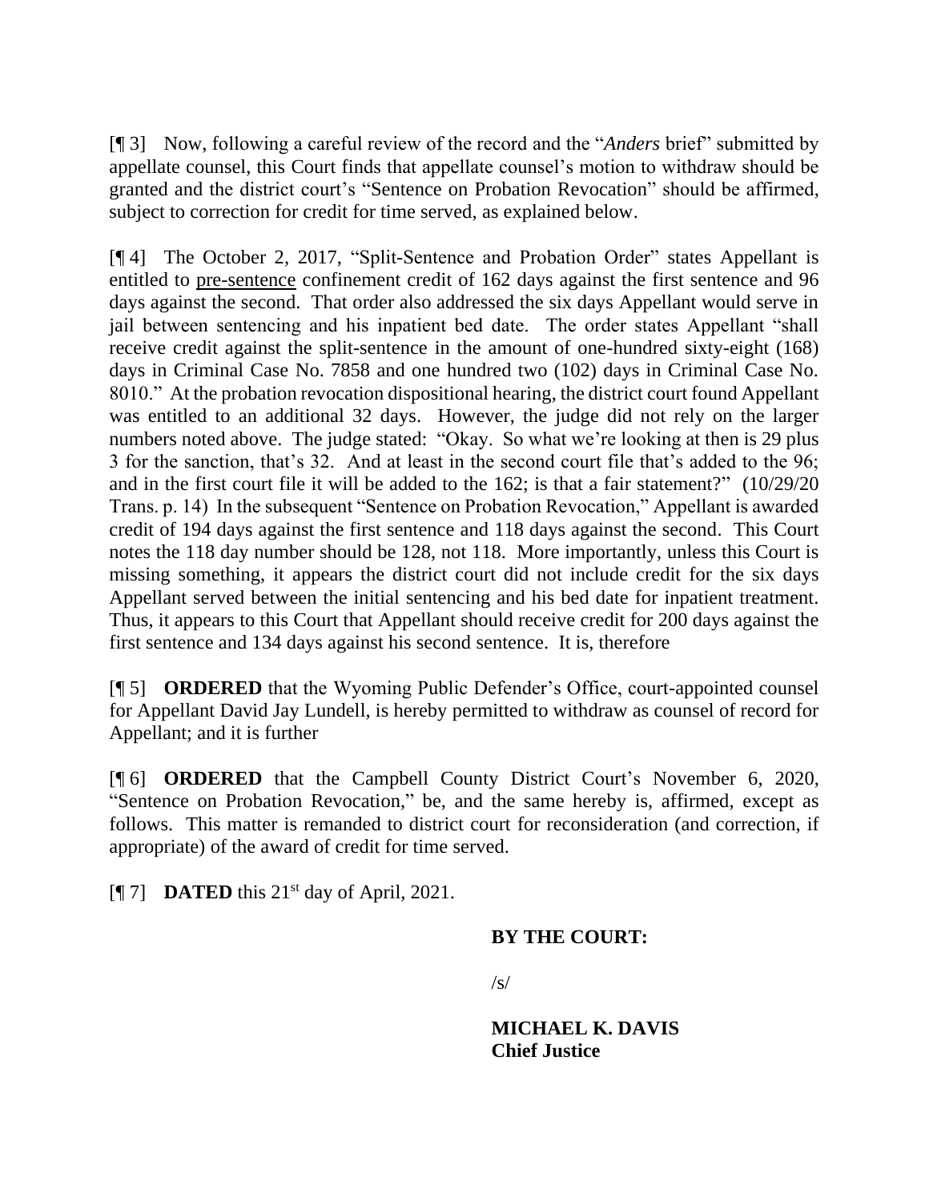[¶ 3] Now, following a careful review of the record and the "*Anders* brief" submitted by appellate counsel, this Court finds that appellate counsel's motion to withdraw should be granted and the district court's "Sentence on Probation Revocation" should be affirmed, subject to correction for credit for time served, as explained below.

[¶ 4] The October 2, 2017, "Split-Sentence and Probation Order" states Appellant is entitled to pre-sentence confinement credit of 162 days against the first sentence and 96 days against the second. That order also addressed the six days Appellant would serve in jail between sentencing and his inpatient bed date. The order states Appellant "shall receive credit against the split-sentence in the amount of one-hundred sixty-eight (168) days in Criminal Case No. 7858 and one hundred two (102) days in Criminal Case No. 8010." At the probation revocation dispositional hearing, the district court found Appellant was entitled to an additional 32 days. However, the judge did not rely on the larger numbers noted above. The judge stated: "Okay. So what we're looking at then is 29 plus 3 for the sanction, that's 32. And at least in the second court file that's added to the 96; and in the first court file it will be added to the 162; is that a fair statement?" (10/29/20 Trans. p. 14) In the subsequent "Sentence on Probation Revocation," Appellant is awarded credit of 194 days against the first sentence and 118 days against the second. This Court notes the 118 day number should be 128, not 118. More importantly, unless this Court is missing something, it appears the district court did not include credit for the six days Appellant served between the initial sentencing and his bed date for inpatient treatment. Thus, it appears to this Court that Appellant should receive credit for 200 days against the first sentence and 134 days against his second sentence. It is, therefore

[¶ 5] **ORDERED** that the Wyoming Public Defender's Office, court-appointed counsel for Appellant David Jay Lundell, is hereby permitted to withdraw as counsel of record for Appellant; and it is further

[¶ 6] **ORDERED** that the Campbell County District Court's November 6, 2020, "Sentence on Probation Revocation," be, and the same hereby is, affirmed, except as follows. This matter is remanded to district court for reconsideration (and correction, if appropriate) of the award of credit for time served.

[¶ 7] **DATED** this 21st day of April, 2021.

**BY THE COURT:**

/s/

**MICHAEL K. DAVIS**
**Chief Justice**